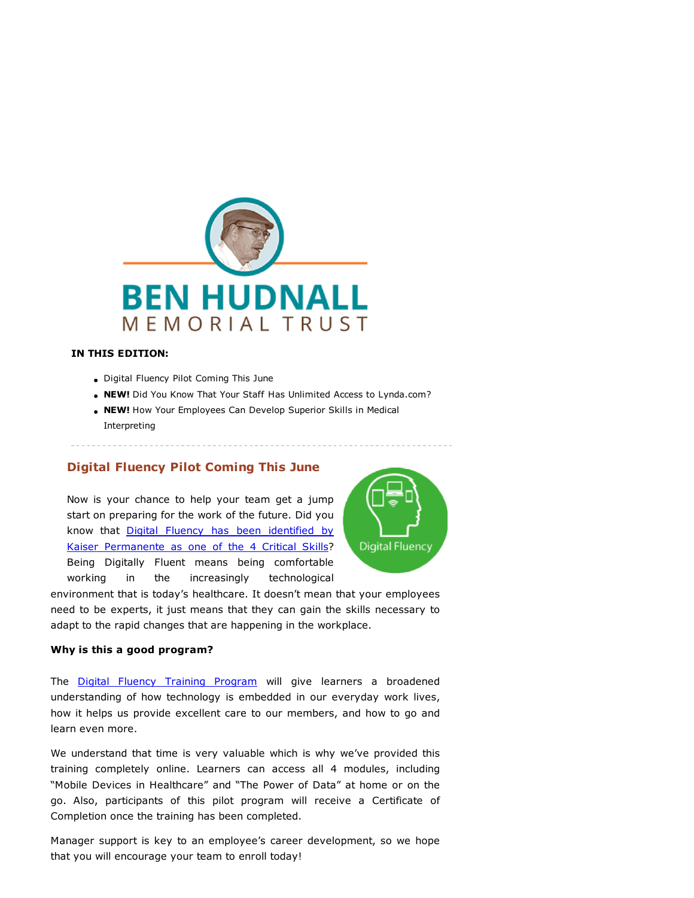**BEN HUDNALL**
MEMORIAL TRUST

**IN THIS EDITION:**

- Digital Fluency Pilot Coming This June
- **NEW!** Did You Know That Your Staff Has Unlimited Access to Lynda.com?
- **NEW!** How Your Employees Can Develop Superior Skills in Medical Interpreting

---

## Digital Fluency Pilot Coming This June

Now is your chance to help your team get a jump start on preparing for the work of the future. Did you know that Digital Fluency has been identified by Kaiser Permanente as one of the 4 Critical Skills? Being Digitally Fluent means being comfortable working in the increasingly technological environment that is today's healthcare. It doesn't mean that your employees need to be experts, it just means that they can gain the skills necessary to adapt to the rapid changes that are happening in the workplace.

**Why is this a good program?**

The Digital Fluency Training Program will give learners a broadened understanding of how technology is embedded in our everyday work lives, how it helps us provide excellent care to our members, and how to go and learn even more.

We understand that time is very valuable which is why we've provided this training completely online. Learners can access all 4 modules, including "Mobile Devices in Healthcare" and "The Power of Data" at home or on the go. Also, participants of this pilot program will receive a Certificate of Completion once the training has been completed.

Manager support is key to an employee's career development, so we hope that you will encourage your team to enroll today!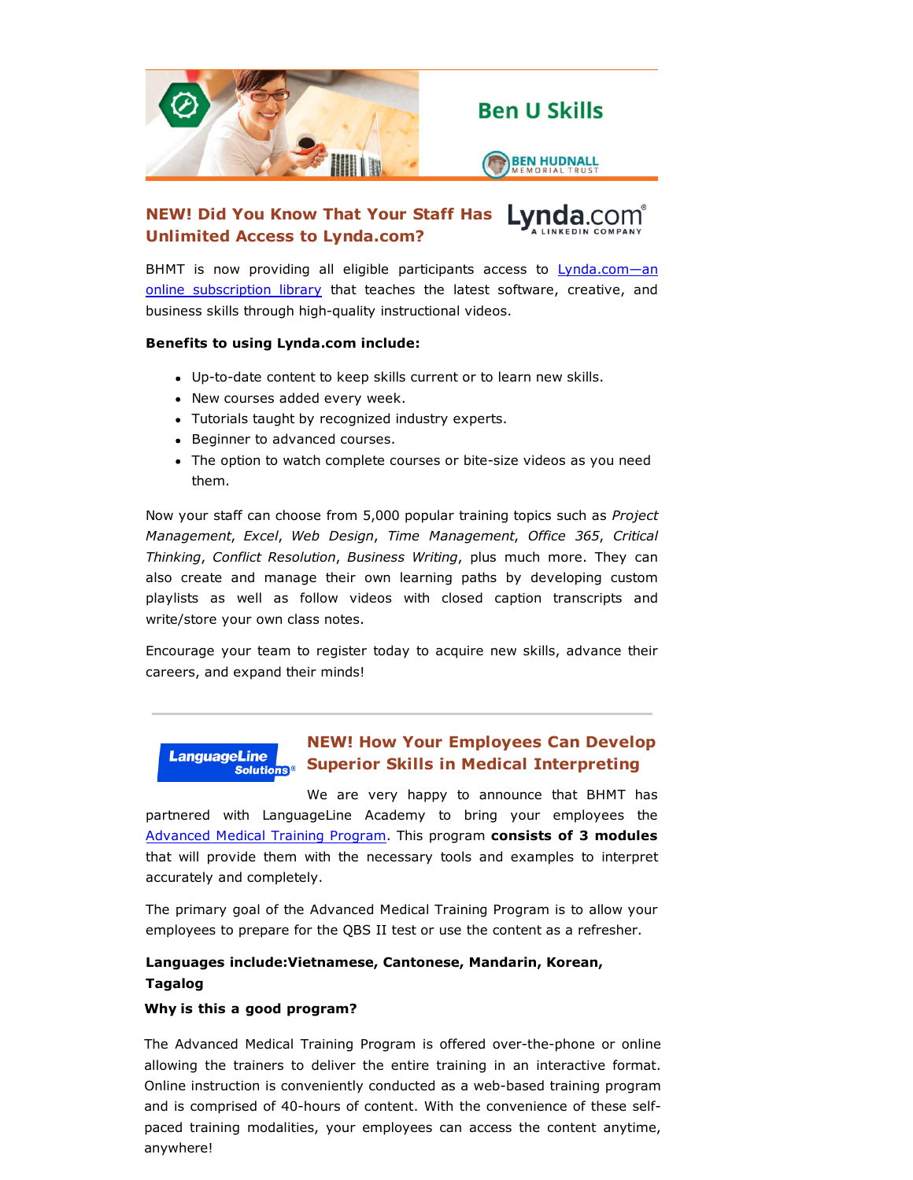Ben U Skills

BEN HUDNALL MEMORIAL TRUST

## NEW! Did You Know That Your Staff Has Unlimited Access to Lynda.com?

Lynda.com A LINKEDIN COMPANY

BHMT is now providing all eligible participants access to Lynda.com—an online subscription library that teaches the latest software, creative, and business skills through high-quality instructional videos.

**Benefits to using Lynda.com include:**

- Up-to-date content to keep skills current or to learn new skills.
- New courses added every week.
- Tutorials taught by recognized industry experts.
- Beginner to advanced courses.
- The option to watch complete courses or bite-size videos as you need them.

Now your staff can choose from 5,000 popular training topics such as *Project Management*, *Excel*, *Web Design*, *Time Management*, *Office 365*, *Critical Thinking*, *Conflict Resolution*, *Business Writing*, plus much more. They can also create and manage their own learning paths by developing custom playlists as well as follow videos with closed caption transcripts and write/store your own class notes.

Encourage your team to register today to acquire new skills, advance their careers, and expand their minds!

---

LanguageLine Solutions®

## NEW! How Your Employees Can Develop Superior Skills in Medical Interpreting

We are very happy to announce that BHMT has partnered with LanguageLine Academy to bring your employees the Advanced Medical Training Program. This program **consists of 3 modules** that will provide them with the necessary tools and examples to interpret accurately and completely.

The primary goal of the Advanced Medical Training Program is to allow your employees to prepare for the QBS II test or use the content as a refresher.

**Languages include:Vietnamese, Cantonese, Mandarin, Korean, Tagalog**

**Why is this a good program?**

The Advanced Medical Training Program is offered over-the-phone or online allowing the trainers to deliver the entire training in an interactive format. Online instruction is conveniently conducted as a web-based training program and is comprised of 40-hours of content. With the convenience of these self-paced training modalities, your employees can access the content anytime, anywhere!